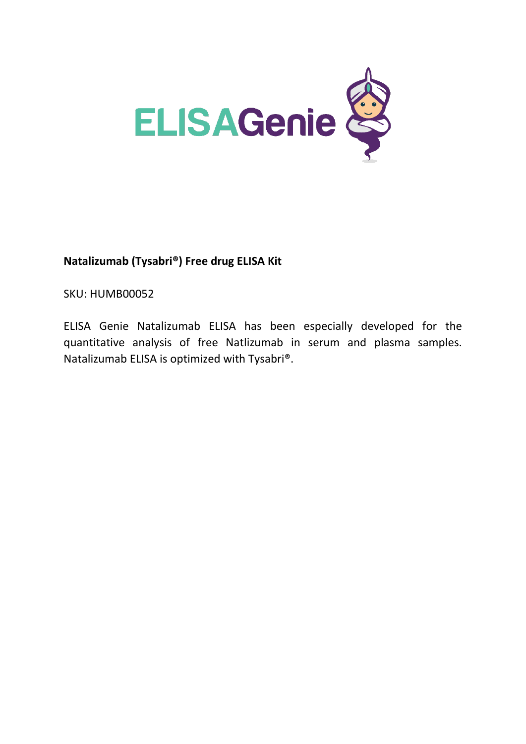ELISAGenie

**Natalizumab (Tysabri®) Free drug ELISA Kit**

SKU: HUMB00052

ELISA Genie Natalizumab ELISA has been especially developed for the quantitative analysis of free Natlizumab in serum and plasma samples. Natalizumab ELISA is optimized with Tysabri®.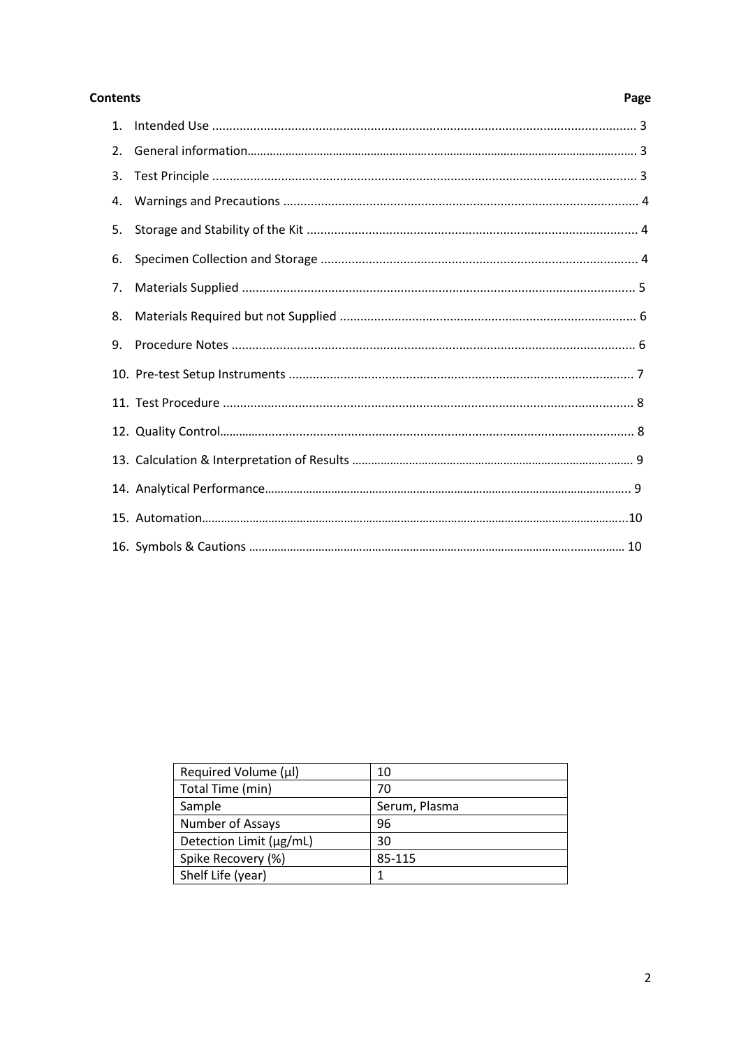**Contents** **Page**

1. Intended Use ........................................................................................................................ 3
2. General information.............................................................................................................. 3
3. Test Principle ........................................................................................................................ 3
4. Warnings and Precautions ................................................................................................... 4
5. Storage and Stability of the Kit ............................................................................................ 4
6. Specimen Collection and Storage ........................................................................................ 4
7. Materials Supplied ............................................................................................................... 5
8. Materials Required but not Supplied ................................................................................... 6
9. Procedure Notes .................................................................................................................. 6
10. Pre-test Setup Instruments ................................................................................................. 7
11. Test Procedure .................................................................................................................... 8
12. Quality Control..................................................................................................................... 8
13. Calculation & Interpretation of Results ................................................................................ 9
14. Analytical Performance......................................................................................................... 9
15. Automation..........................................................................................................................10
16. Symbols & Cautions ............................................................................................................ 10

| Required Volume (µl) | 10 |
|---|---|
| Total Time (min) | 70 |
| Sample | Serum, Plasma |
| Number of Assays | 96 |
| Detection Limit (µg/mL) | 30 |
| Spike Recovery (%) | 85-115 |
| Shelf Life (year) | 1 |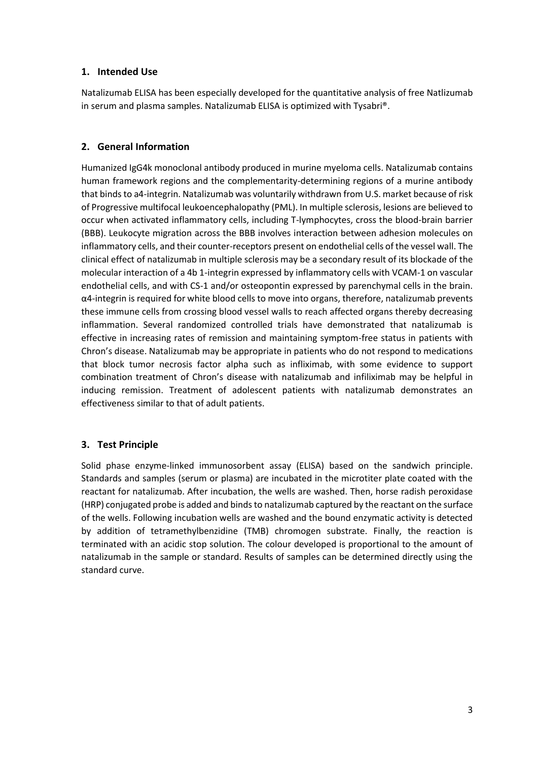## 1. Intended Use

Natalizumab ELISA has been especially developed for the quantitative analysis of free Natlizumab in serum and plasma samples. Natalizumab ELISA is optimized with Tysabri®.

## 2. General Information

Humanized IgG4k monoclonal antibody produced in murine myeloma cells. Natalizumab contains human framework regions and the complementarity-determining regions of a murine antibody that binds to a4-integrin. Natalizumab was voluntarily withdrawn from U.S. market because of risk of Progressive multifocal leukoencephalopathy (PML). In multiple sclerosis, lesions are believed to occur when activated inflammatory cells, including T-lymphocytes, cross the blood-brain barrier (BBB). Leukocyte migration across the BBB involves interaction between adhesion molecules on inflammatory cells, and their counter-receptors present on endothelial cells of the vessel wall. The clinical effect of natalizumab in multiple sclerosis may be a secondary result of its blockade of the molecular interaction of a 4b 1-integrin expressed by inflammatory cells with VCAM-1 on vascular endothelial cells, and with CS-1 and/or osteopontin expressed by parenchymal cells in the brain. α4-integrin is required for white blood cells to move into organs, therefore, natalizumab prevents these immune cells from crossing blood vessel walls to reach affected organs thereby decreasing inflammation. Several randomized controlled trials have demonstrated that natalizumab is effective in increasing rates of remission and maintaining symptom-free status in patients with Chron's disease. Natalizumab may be appropriate in patients who do not respond to medications that block tumor necrosis factor alpha such as infliximab, with some evidence to support combination treatment of Chron's disease with natalizumab and infiliximab may be helpful in inducing remission. Treatment of adolescent patients with natalizumab demonstrates an effectiveness similar to that of adult patients.

## 3. Test Principle

Solid phase enzyme-linked immunosorbent assay (ELISA) based on the sandwich principle. Standards and samples (serum or plasma) are incubated in the microtiter plate coated with the reactant for natalizumab. After incubation, the wells are washed. Then, horse radish peroxidase (HRP) conjugated probe is added and binds to natalizumab captured by the reactant on the surface of the wells. Following incubation wells are washed and the bound enzymatic activity is detected by addition of tetramethylbenzidine (TMB) chromogen substrate. Finally, the reaction is terminated with an acidic stop solution. The colour developed is proportional to the amount of natalizumab in the sample or standard. Results of samples can be determined directly using the standard curve.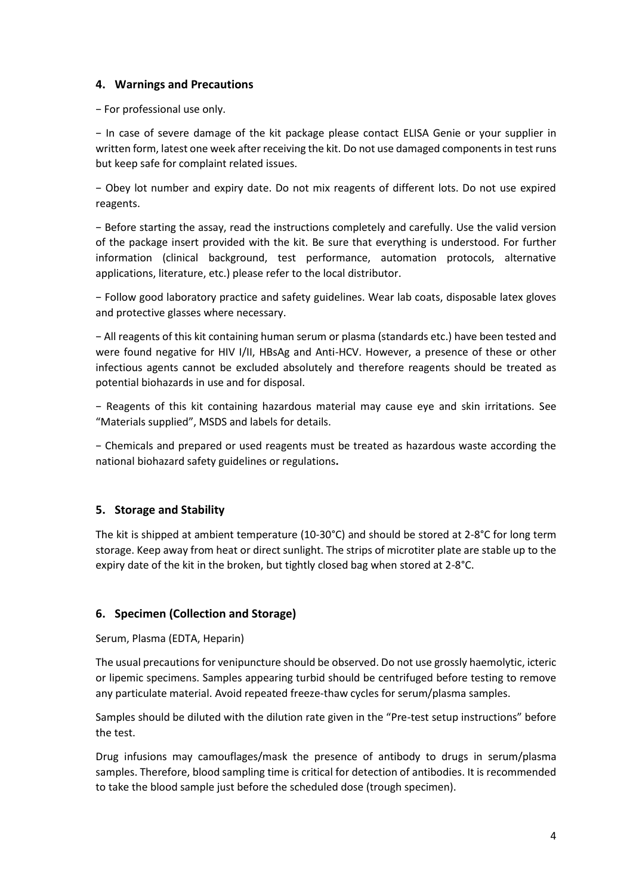## 4. Warnings and Precautions

− For professional use only.

− In case of severe damage of the kit package please contact ELISA Genie or your supplier in written form, latest one week after receiving the kit. Do not use damaged components in test runs but keep safe for complaint related issues.

− Obey lot number and expiry date. Do not mix reagents of different lots. Do not use expired reagents.

− Before starting the assay, read the instructions completely and carefully. Use the valid version of the package insert provided with the kit. Be sure that everything is understood. For further information (clinical background, test performance, automation protocols, alternative applications, literature, etc.) please refer to the local distributor.

− Follow good laboratory practice and safety guidelines. Wear lab coats, disposable latex gloves and protective glasses where necessary.

− All reagents of this kit containing human serum or plasma (standards etc.) have been tested and were found negative for HIV I/II, HBsAg and Anti-HCV. However, a presence of these or other infectious agents cannot be excluded absolutely and therefore reagents should be treated as potential biohazards in use and for disposal.

− Reagents of this kit containing hazardous material may cause eye and skin irritations. See "Materials supplied", MSDS and labels for details.

− Chemicals and prepared or used reagents must be treated as hazardous waste according the national biohazard safety guidelines or regulations**.**

## 5. Storage and Stability

The kit is shipped at ambient temperature (10-30°C) and should be stored at 2-8°C for long term storage. Keep away from heat or direct sunlight. The strips of microtiter plate are stable up to the expiry date of the kit in the broken, but tightly closed bag when stored at 2-8°C.

## 6. Specimen (Collection and Storage)

Serum, Plasma (EDTA, Heparin)

The usual precautions for venipuncture should be observed. Do not use grossly haemolytic, icteric or lipemic specimens. Samples appearing turbid should be centrifuged before testing to remove any particulate material. Avoid repeated freeze-thaw cycles for serum/plasma samples.

Samples should be diluted with the dilution rate given in the "Pre-test setup instructions" before the test.

Drug infusions may camouflages/mask the presence of antibody to drugs in serum/plasma samples. Therefore, blood sampling time is critical for detection of antibodies. It is recommended to take the blood sample just before the scheduled dose (trough specimen).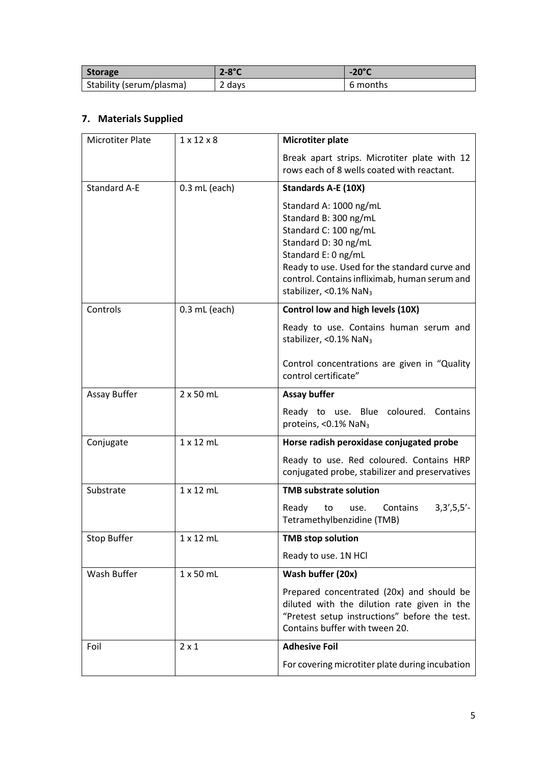| Storage | 2-8°C | -20°C |
|---|---|---|
| Stability (serum/plasma) | 2 days | 6 months |

## 7. Materials Supplied

| Microtiter Plate | 1 x 12 x 8 | **Microtiter plate**<br><br>Break apart strips. Microtiter plate with 12 rows each of 8 wells coated with reactant. |
|---|---|---|
| Standard A-E | 0.3 mL (each) | **Standards A-E (10X)**<br><br>Standard A: 1000 ng/mL<br>Standard B: 300 ng/mL<br>Standard C: 100 ng/mL<br>Standard D: 30 ng/mL<br>Standard E: 0 ng/mL<br>Ready to use. Used for the standard curve and control. Contains infliximab, human serum and stabilizer, <0.1% $NaN_3$ |
| Controls | 0.3 mL (each) | **Control low and high levels (10X)**<br><br>Ready to use. Contains human serum and stabilizer, <0.1% $NaN_3$<br><br>Control concentrations are given in "Quality control certificate" |
| Assay Buffer | 2 x 50 mL | **Assay buffer**<br><br>Ready to use. Blue coloured. Contains proteins, <0.1% $NaN_3$ |
| Conjugate | 1 x 12 mL | **Horse radish peroxidase conjugated probe**<br><br>Ready to use. Red coloured. Contains HRP conjugated probe, stabilizer and preservatives |
| Substrate | 1 x 12 mL | **TMB substrate solution**<br><br>Ready to use. Contains 3,3',5,5'-Tetramethylbenzidine (TMB) |
| Stop Buffer | 1 x 12 mL | **TMB stop solution**<br><br>Ready to use. 1N HCl |
| Wash Buffer | 1 x 50 mL | **Wash buffer (20x)**<br><br>Prepared concentrated (20x) and should be diluted with the dilution rate given in the "Pretest setup instructions" before the test. Contains buffer with tween 20. |
| Foil | 2 x 1 | **Adhesive Foil**<br><br>For covering microtiter plate during incubation |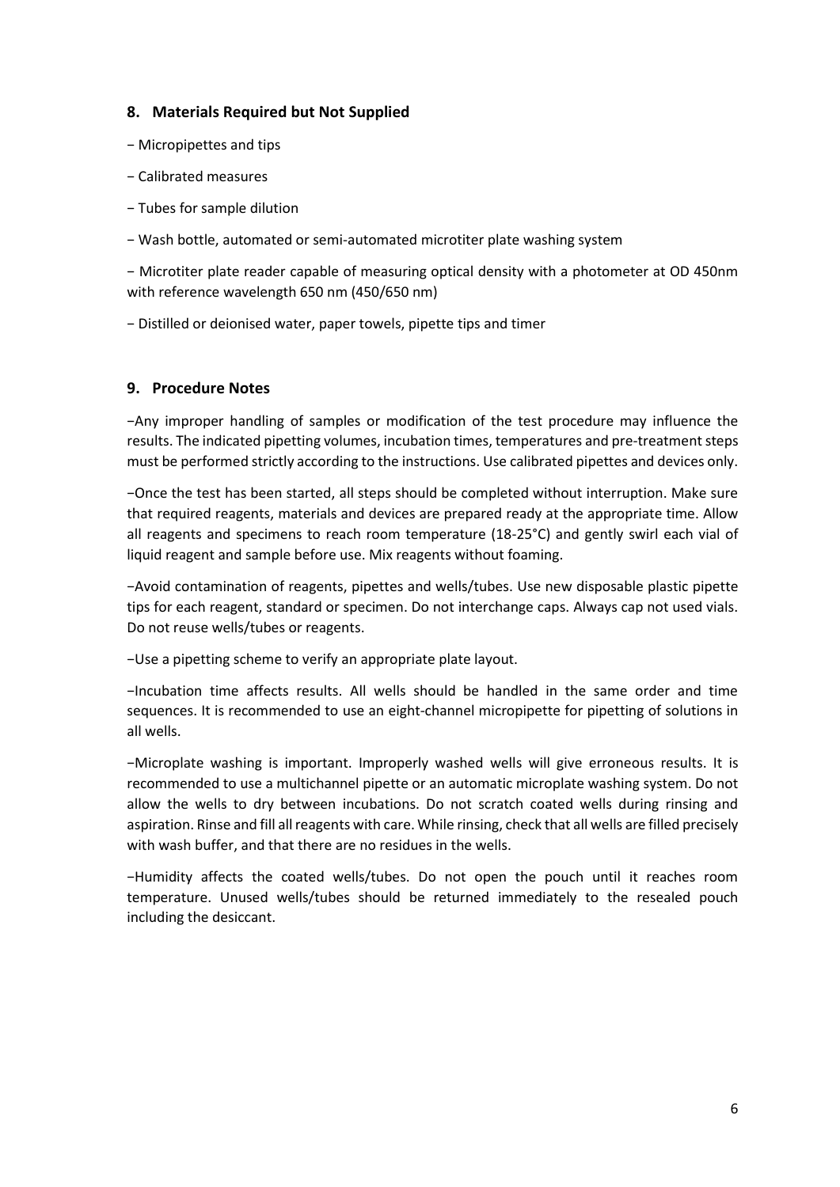## 8. Materials Required but Not Supplied

- Micropipettes and tips
- Calibrated measures
- Tubes for sample dilution
- Wash bottle, automated or semi-automated microtiter plate washing system
- Microtiter plate reader capable of measuring optical density with a photometer at OD 450nm with reference wavelength 650 nm (450/650 nm)
- Distilled or deionised water, paper towels, pipette tips and timer

## 9. Procedure Notes

- Any improper handling of samples or modification of the test procedure may influence the results. The indicated pipetting volumes, incubation times, temperatures and pre-treatment steps must be performed strictly according to the instructions. Use calibrated pipettes and devices only.
- Once the test has been started, all steps should be completed without interruption. Make sure that required reagents, materials and devices are prepared ready at the appropriate time. Allow all reagents and specimens to reach room temperature (18-25°C) and gently swirl each vial of liquid reagent and sample before use. Mix reagents without foaming.
- Avoid contamination of reagents, pipettes and wells/tubes. Use new disposable plastic pipette tips for each reagent, standard or specimen. Do not interchange caps. Always cap not used vials. Do not reuse wells/tubes or reagents.
- Use a pipetting scheme to verify an appropriate plate layout.
- Incubation time affects results. All wells should be handled in the same order and time sequences. It is recommended to use an eight-channel micropipette for pipetting of solutions in all wells.
- Microplate washing is important. Improperly washed wells will give erroneous results. It is recommended to use a multichannel pipette or an automatic microplate washing system. Do not allow the wells to dry between incubations. Do not scratch coated wells during rinsing and aspiration. Rinse and fill all reagents with care. While rinsing, check that all wells are filled precisely with wash buffer, and that there are no residues in the wells.
- Humidity affects the coated wells/tubes. Do not open the pouch until it reaches room temperature. Unused wells/tubes should be returned immediately to the resealed pouch including the desiccant.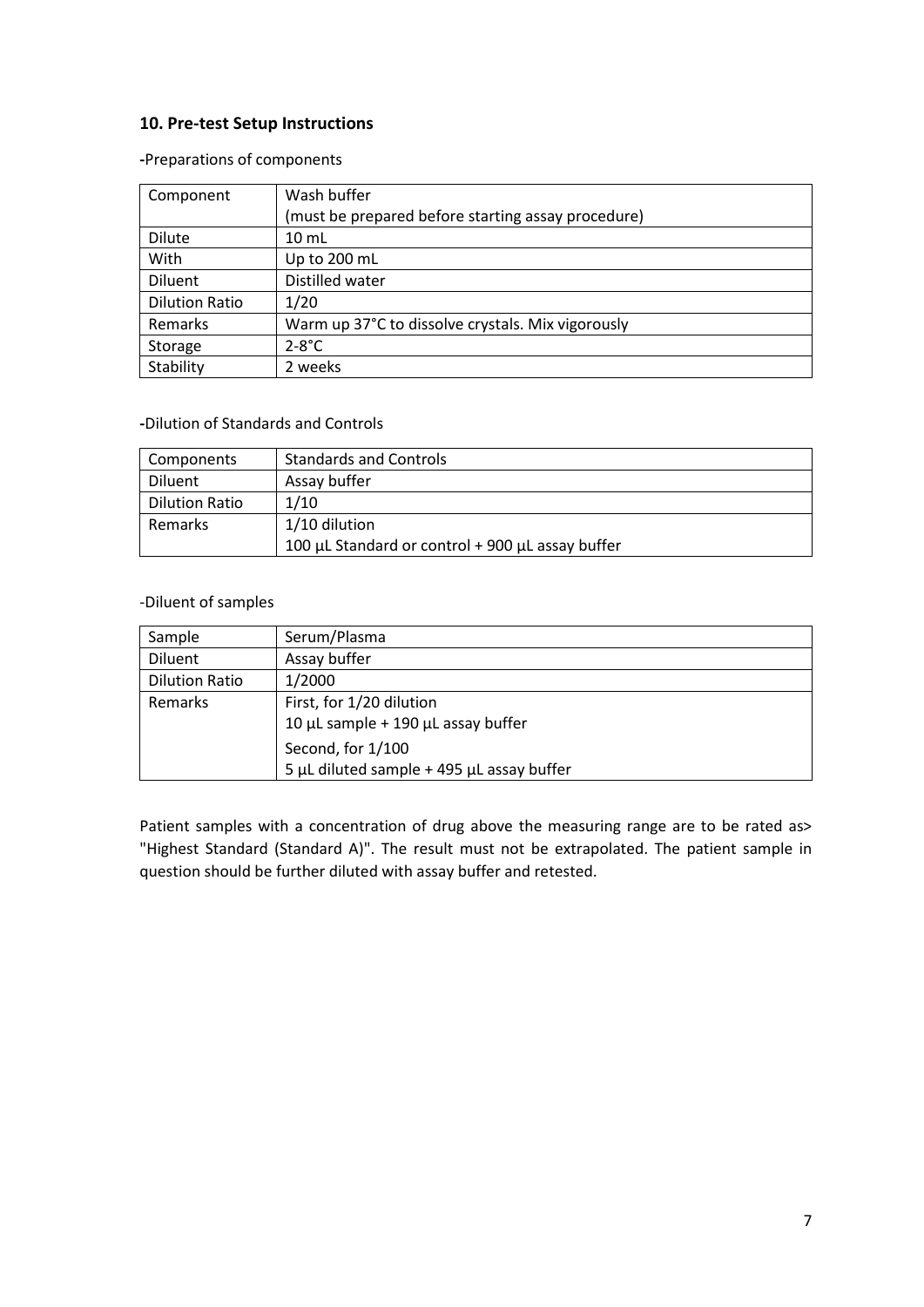## 10. Pre-test Setup Instructions

-Preparations of components

| Component | Wash buffer<br>(must be prepared before starting assay procedure) |
|---|---|
| Dilute | 10 mL |
| With | Up to 200 mL |
| Diluent | Distilled water |
| Dilution Ratio | 1/20 |
| Remarks | Warm up 37°C to dissolve crystals. Mix vigorously |
| Storage | 2-8°C |
| Stability | 2 weeks |

-Dilution of Standards and Controls

| Components | Standards and Controls |
|---|---|
| Diluent | Assay buffer |
| Dilution Ratio | 1/10 |
| Remarks | 1/10 dilution<br>100 µL Standard or control + 900 µL assay buffer |

-Diluent of samples

| Sample | Serum/Plasma |
|---|---|
| Diluent | Assay buffer |
| Dilution Ratio | 1/2000 |
| Remarks | First, for 1/20 dilution<br>10 µL sample + 190 µL assay buffer<br>Second, for 1/100<br>5 µL diluted sample + 495 µL assay buffer |

Patient samples with a concentration of drug above the measuring range are to be rated as> "Highest Standard (Standard A)". The result must not be extrapolated. The patient sample in question should be further diluted with assay buffer and retested.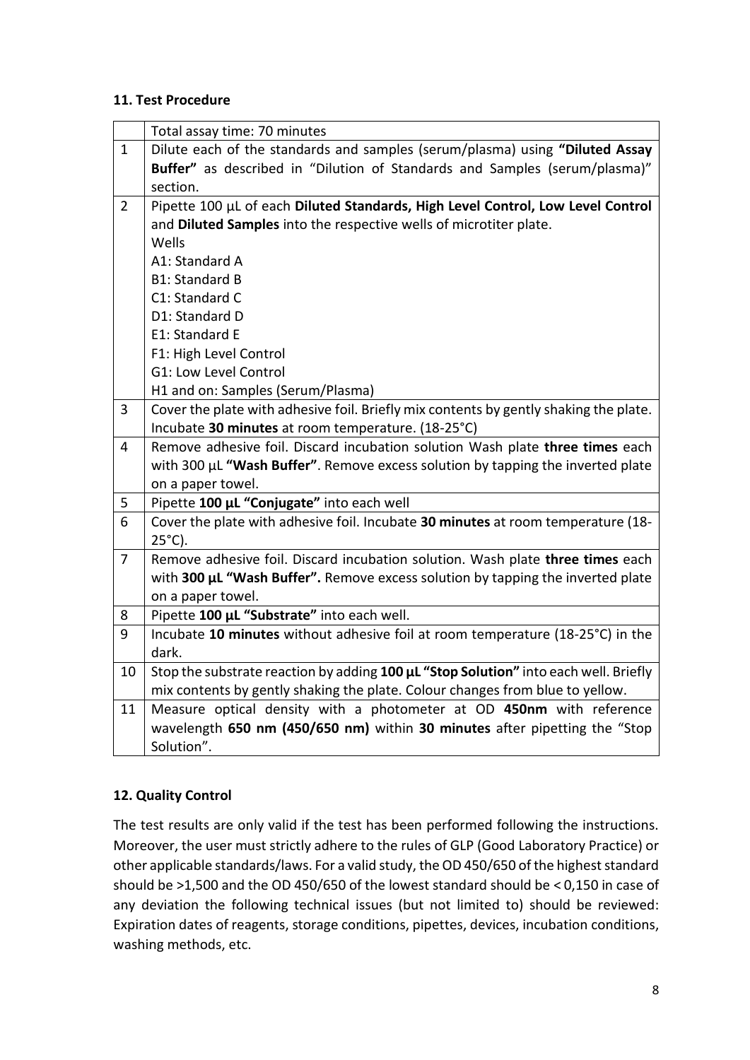### 11. Test Procedure

| | Total assay time: 70 minutes |
|---|---|
| 1 | Dilute each of the standards and samples (serum/plasma) using **"Diluted Assay Buffer"** as described in "Dilution of Standards and Samples (serum/plasma)" section. |
| 2 | Pipette 100 µL of each **Diluted Standards, High Level Control, Low Level Control** and **Diluted Samples** into the respective wells of microtiter plate.<br>Wells<br>A1: Standard A<br>B1: Standard B<br>C1: Standard C<br>D1: Standard D<br>E1: Standard E<br>F1: High Level Control<br>G1: Low Level Control<br>H1 and on: Samples (Serum/Plasma) |
| 3 | Cover the plate with adhesive foil. Briefly mix contents by gently shaking the plate. Incubate **30 minutes** at room temperature. (18-25°C) |
| 4 | Remove adhesive foil. Discard incubation solution Wash plate **three times** each with 300 µL **"Wash Buffer"**. Remove excess solution by tapping the inverted plate on a paper towel. |
| 5 | Pipette **100 µL "Conjugate"** into each well |
| 6 | Cover the plate with adhesive foil. Incubate **30 minutes** at room temperature (18-25°C). |
| 7 | Remove adhesive foil. Discard incubation solution. Wash plate **three times** each with **300 µL "Wash Buffer".** Remove excess solution by tapping the inverted plate on a paper towel. |
| 8 | Pipette **100 µL "Substrate"** into each well. |
| 9 | Incubate **10 minutes** without adhesive foil at room temperature (18-25°C) in the dark. |
| 10 | Stop the substrate reaction by adding **100 µL "Stop Solution"** into each well. Briefly mix contents by gently shaking the plate. Colour changes from blue to yellow. |
| 11 | Measure optical density with a photometer at OD **450nm** with reference wavelength **650 nm (450/650 nm)** within **30 minutes** after pipetting the "Stop Solution". |

### 12. Quality Control

The test results are only valid if the test has been performed following the instructions. Moreover, the user must strictly adhere to the rules of GLP (Good Laboratory Practice) or other applicable standards/laws. For a valid study, the OD 450/650 of the highest standard should be >1,500 and the OD 450/650 of the lowest standard should be < 0,150 in case of any deviation the following technical issues (but not limited to) should be reviewed: Expiration dates of reagents, storage conditions, pipettes, devices, incubation conditions, washing methods, etc.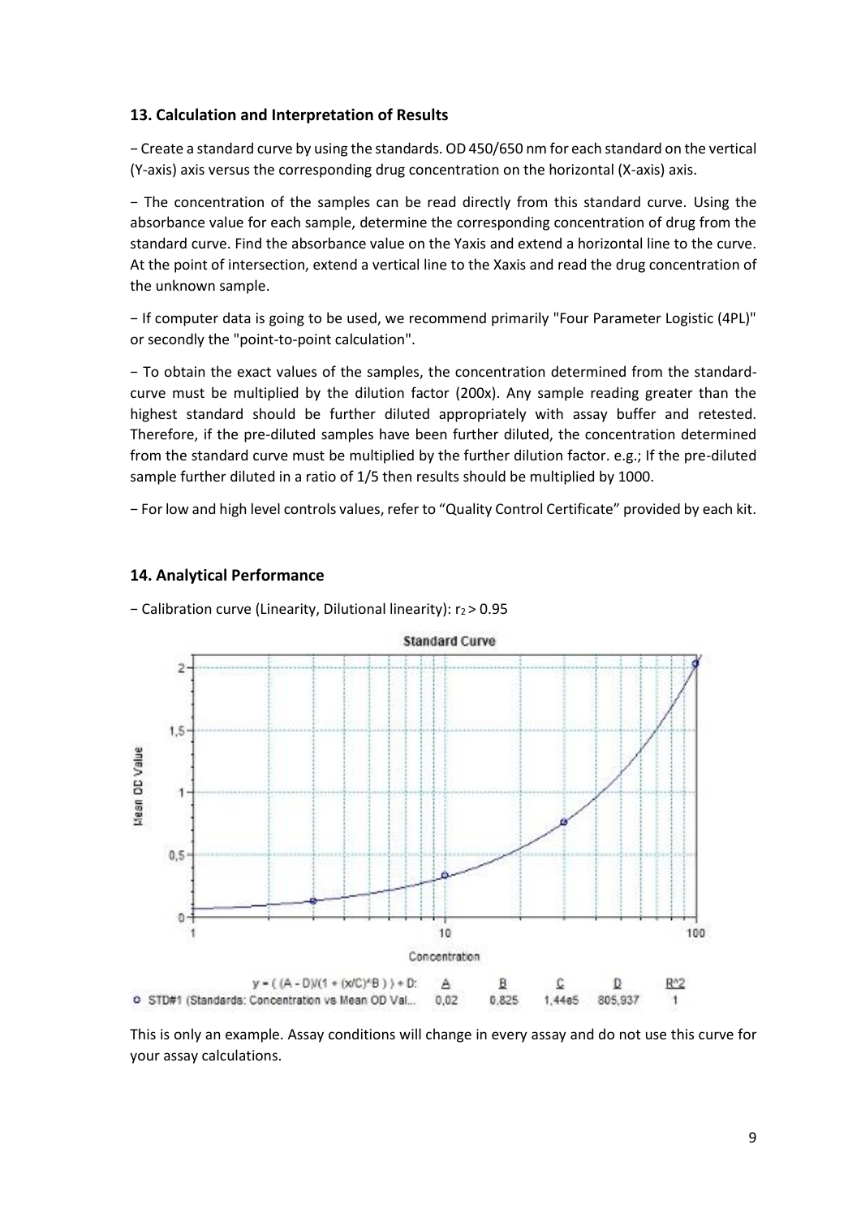## 13. Calculation and Interpretation of Results

− Create a standard curve by using the standards. OD 450/650 nm for each standard on the vertical (Y-axis) axis versus the corresponding drug concentration on the horizontal (X-axis) axis.

− The concentration of the samples can be read directly from this standard curve. Using the absorbance value for each sample, determine the corresponding concentration of drug from the standard curve. Find the absorbance value on the Yaxis and extend a horizontal line to the curve. At the point of intersection, extend a vertical line to the Xaxis and read the drug concentration of the unknown sample.

− If computer data is going to be used, we recommend primarily "Four Parameter Logistic (4PL)" or secondly the "point-to-point calculation".

− To obtain the exact values of the samples, the concentration determined from the standard-curve must be multiplied by the dilution factor (200x). Any sample reading greater than the highest standard should be further diluted appropriately with assay buffer and retested. Therefore, if the pre-diluted samples have been further diluted, the concentration determined from the standard curve must be multiplied by the further dilution factor. e.g.; If the pre-diluted sample further diluted in a ratio of 1/5 then results should be multiplied by 1000.

− For low and high level controls values, refer to "Quality Control Certificate" provided by each kit.

## 14. Analytical Performance

− Calibration curve (Linearity, Dilutional linearity): $r_2 > 0.95$

Standard Curve

$y = ((A - D)/(1 + (x/C)^B)) + D$: A 0,02; B 0,825; C 1,44e5; D 805,937; $R^2$ 1

STD#1 (Standards: Concentration vs Mean OD Val...

This is only an example. Assay conditions will change in every assay and do not use this curve for your assay calculations.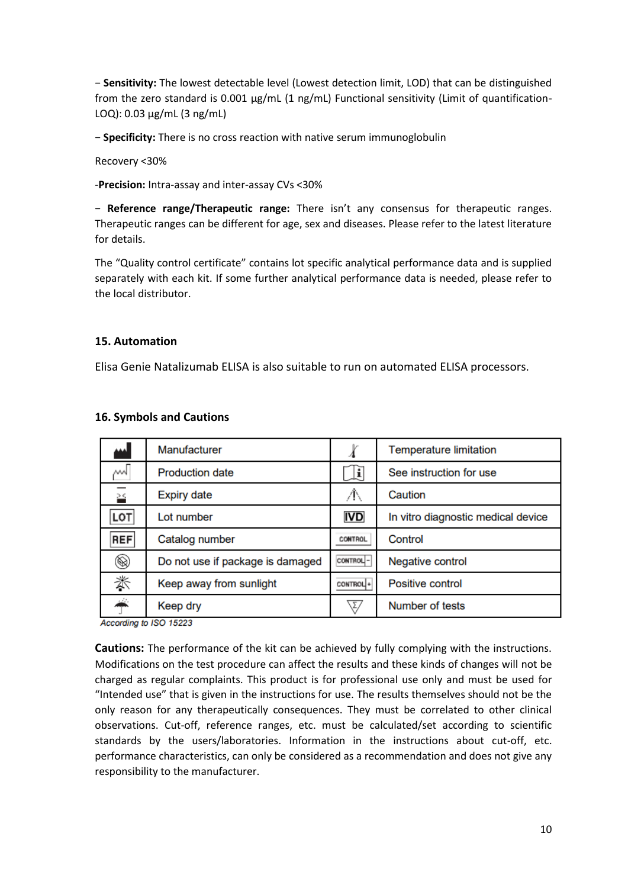− **Sensitivity:** The lowest detectable level (Lowest detection limit, LOD) that can be distinguished from the zero standard is 0.001 µg/mL (1 ng/mL) Functional sensitivity (Limit of quantification-LOQ): 0.03 µg/mL (3 ng/mL)

− **Specificity:** There is no cross reaction with native serum immunoglobulin

Recovery <30%

-**Precision:** Intra-assay and inter-assay CVs <30%

− **Reference range/Therapeutic range:** There isn't any consensus for therapeutic ranges. Therapeutic ranges can be different for age, sex and diseases. Please refer to the latest literature for details.

The "Quality control certificate" contains lot specific analytical performance data and is supplied separately with each kit. If some further analytical performance data is needed, please refer to the local distributor.

## 15. Automation

Elisa Genie Natalizumab ELISA is also suitable to run on automated ELISA processors.

## 16. Symbols and Cautions

| Symbol | Meaning | Symbol | Meaning |
|---|---|---|---|
| (Manufacturer symbol) | Manufacturer | (Temperature symbol) | Temperature limitation |
| (Production date symbol) | Production date | (Instructions symbol) | See instruction for use |
| (Expiry date symbol) | Expiry date | (Caution symbol) | Caution |
| LOT | Lot number | IVD | In vitro diagnostic medical device |
| REF | Catalog number | CONTROL | Control |
| (Damaged package symbol) | Do not use if package is damaged | CONTROL - | Negative control |
| (Sunlight symbol) | Keep away from sunlight | CONTROL + | Positive control |
| (Umbrella symbol) | Keep dry | (Σ symbol) | Number of tests |

*According to ISO 15223*

**Cautions:** The performance of the kit can be achieved by fully complying with the instructions. Modifications on the test procedure can affect the results and these kinds of changes will not be charged as regular complaints. This product is for professional use only and must be used for "Intended use" that is given in the instructions for use. The results themselves should not be the only reason for any therapeutically consequences. They must be correlated to other clinical observations. Cut-off, reference ranges, etc. must be calculated/set according to scientific standards by the users/laboratories. Information in the instructions about cut-off, etc. performance characteristics, can only be considered as a recommendation and does not give any responsibility to the manufacturer.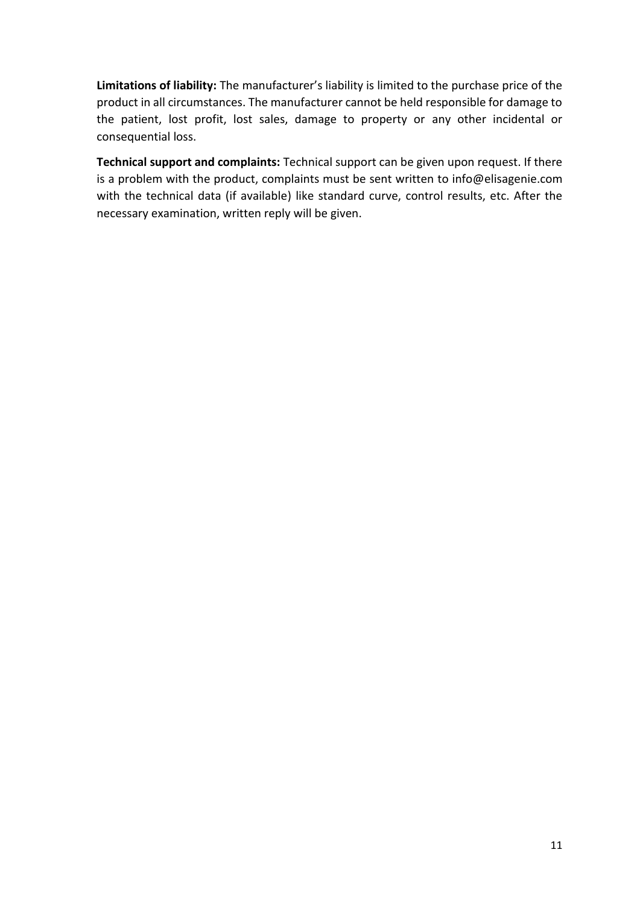**Limitations of liability:** The manufacturer's liability is limited to the purchase price of the product in all circumstances. The manufacturer cannot be held responsible for damage to the patient, lost profit, lost sales, damage to property or any other incidental or consequential loss.

**Technical support and complaints:** Technical support can be given upon request. If there is a problem with the product, complaints must be sent written to info@elisagenie.com with the technical data (if available) like standard curve, control results, etc. After the necessary examination, written reply will be given.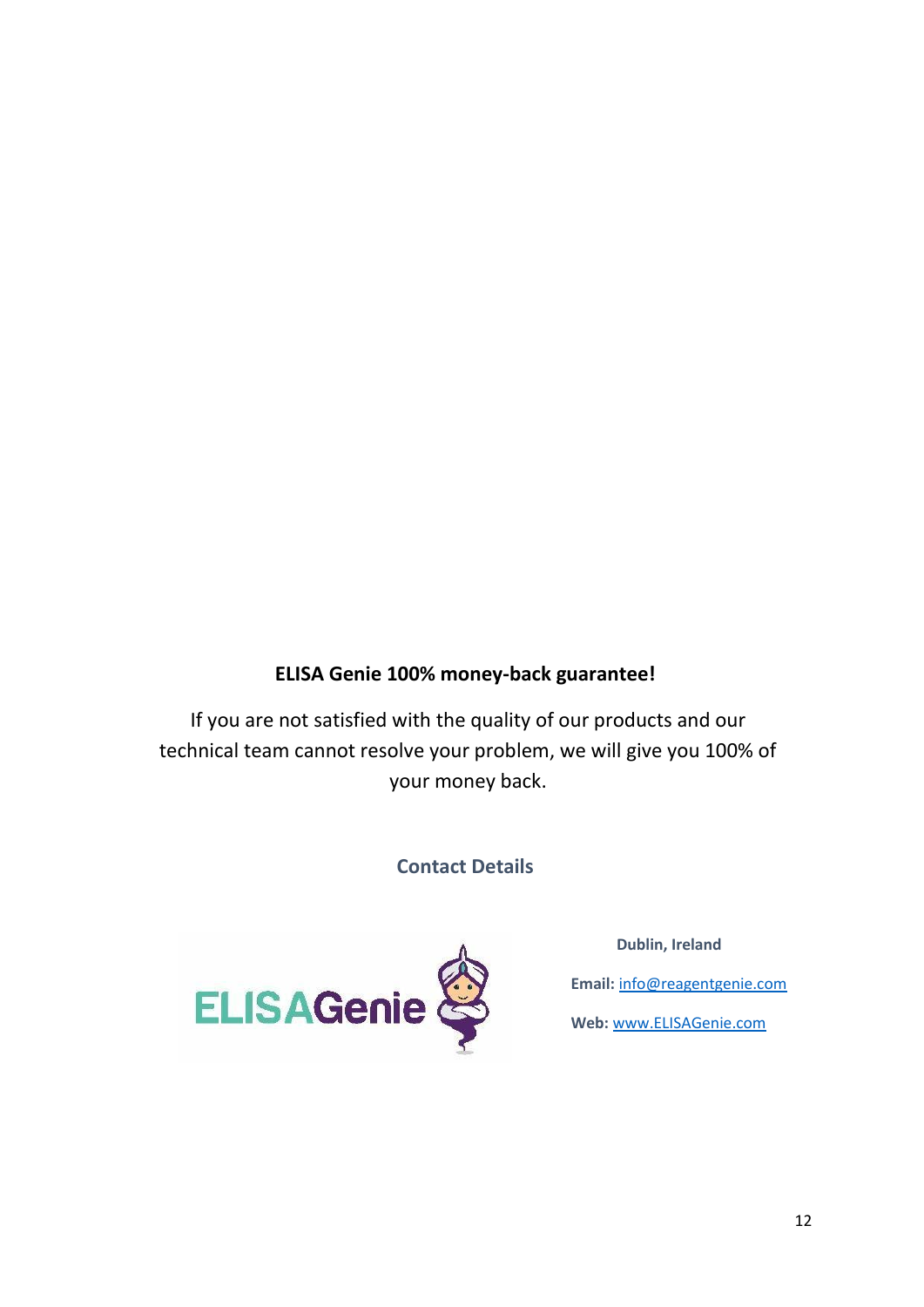**ELISA Genie 100% money-back guarantee!**

If you are not satisfied with the quality of our products and our technical team cannot resolve your problem, we will give you 100% of your money back.

## Contact Details

ELISAGenie

**Dublin, Ireland**

**Email:** info@reagentgenie.com

**Web:** www.ELISAGenie.com